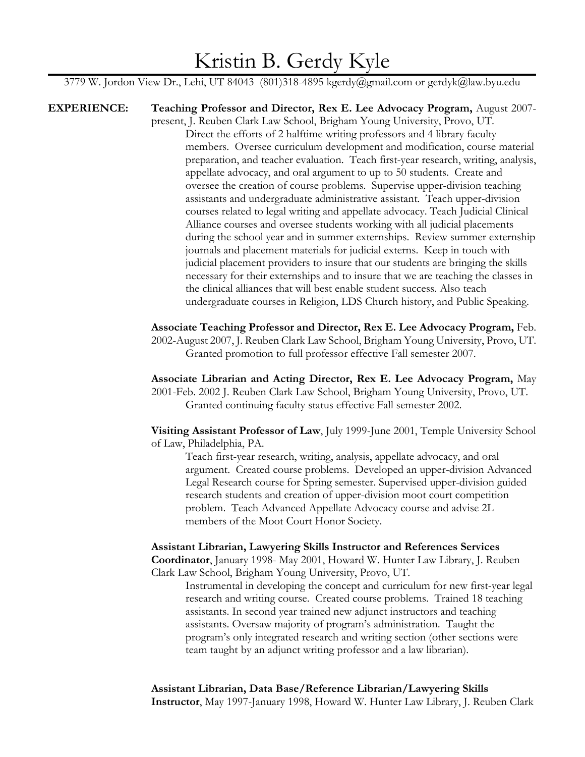# Kristin B. Gerdy Kyle

3779 W. Jordon View Dr., Lehi, UT 84043 (801)318-4895 kgerdy@gmail.com or gerdyk@law.byu.edu

## EXPERIENCE:

**Teaching Professor and Director, Rex E. Lee Advocacy Program,** August 2007-present, J. Reuben Clark Law School, Brigham Young University, Provo, UT.

Direct the efforts of 2 halftime writing professors and 4 library faculty members. Oversee curriculum development and modification, course material preparation, and teacher evaluation. Teach first-year research, writing, analysis, appellate advocacy, and oral argument to up to 50 students. Create and oversee the creation of course problems. Supervise upper-division teaching assistants and undergraduate administrative assistant. Teach upper-division courses related to legal writing and appellate advocacy. Teach Judicial Clinical Alliance courses and oversee students working with all judicial placements during the school year and in summer externships. Review summer externship journals and placement materials for judicial externs. Keep in touch with judicial placement providers to insure that our students are bringing the skills necessary for their externships and to insure that we are teaching the classes in the clinical alliances that will best enable student success. Also teach undergraduate courses in Religion, LDS Church history, and Public Speaking.

**Associate Teaching Professor and Director, Rex E. Lee Advocacy Program,** Feb. 2002-August 2007, J. Reuben Clark Law School, Brigham Young University, Provo, UT.

Granted promotion to full professor effective Fall semester 2007.

**Associate Librarian and Acting Director, Rex E. Lee Advocacy Program,** May 2001-Feb. 2002 J. Reuben Clark Law School, Brigham Young University, Provo, UT.

Granted continuing faculty status effective Fall semester 2002.

**Visiting Assistant Professor of Law**, July 1999-June 2001, Temple University School of Law, Philadelphia, PA.

Teach first-year research, writing, analysis, appellate advocacy, and oral argument. Created course problems. Developed an upper-division Advanced Legal Research course for Spring semester. Supervised upper-division guided research students and creation of upper-division moot court competition problem. Teach Advanced Appellate Advocacy course and advise 2L members of the Moot Court Honor Society.

**Assistant Librarian, Lawyering Skills Instructor and References Services Coordinator**, January 1998- May 2001, Howard W. Hunter Law Library, J. Reuben Clark Law School, Brigham Young University, Provo, UT.

Instrumental in developing the concept and curriculum for new first-year legal research and writing course. Created course problems. Trained 18 teaching assistants. In second year trained new adjunct instructors and teaching assistants. Oversaw majority of program's administration. Taught the program's only integrated research and writing section (other sections were team taught by an adjunct writing professor and a law librarian).

**Assistant Librarian, Data Base/Reference Librarian/Lawyering Skills Instructor**, May 1997-January 1998, Howard W. Hunter Law Library, J. Reuben Clark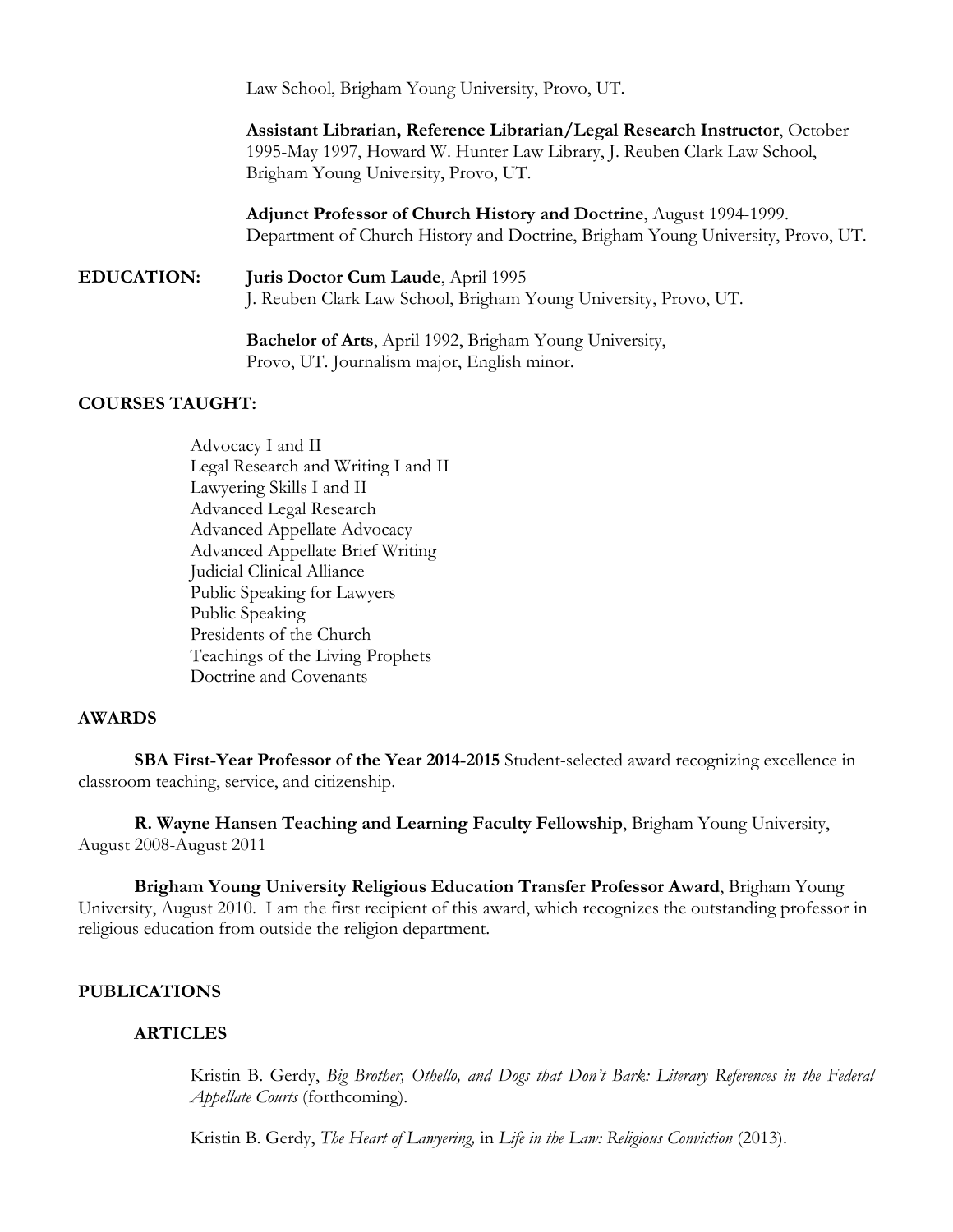Law School, Brigham Young University, Provo, UT.

**Assistant Librarian, Reference Librarian/Legal Research Instructor**, October 1995-May 1997, Howard W. Hunter Law Library, J. Reuben Clark Law School, Brigham Young University, Provo, UT.

**Adjunct Professor of Church History and Doctrine**, August 1994-1999. Department of Church History and Doctrine, Brigham Young University, Provo, UT.

**EDUCATION:**

**Juris Doctor Cum Laude**, April 1995
J. Reuben Clark Law School, Brigham Young University, Provo, UT.

**Bachelor of Arts**, April 1992, Brigham Young University, Provo, UT. Journalism major, English minor.

**COURSES TAUGHT:**

- Advocacy I and II
- Legal Research and Writing I and II
- Lawyering Skills I and II
- Advanced Legal Research
- Advanced Appellate Advocacy
- Advanced Appellate Brief Writing
- Judicial Clinical Alliance
- Public Speaking for Lawyers
- Public Speaking
- Presidents of the Church
- Teachings of the Living Prophets
- Doctrine and Covenants

**AWARDS**

**SBA First-Year Professor of the Year 2014-2015** Student-selected award recognizing excellence in classroom teaching, service, and citizenship.

**R. Wayne Hansen Teaching and Learning Faculty Fellowship**, Brigham Young University, August 2008-August 2011

**Brigham Young University Religious Education Transfer Professor Award**, Brigham Young University, August 2010. I am the first recipient of this award, which recognizes the outstanding professor in religious education from outside the religion department.

**PUBLICATIONS**

**ARTICLES**

Kristin B. Gerdy, *Big Brother, Othello, and Dogs that Don't Bark: Literary References in the Federal Appellate Courts* (forthcoming).

Kristin B. Gerdy, *The Heart of Lawyering,* in *Life in the Law: Religious Conviction* (2013).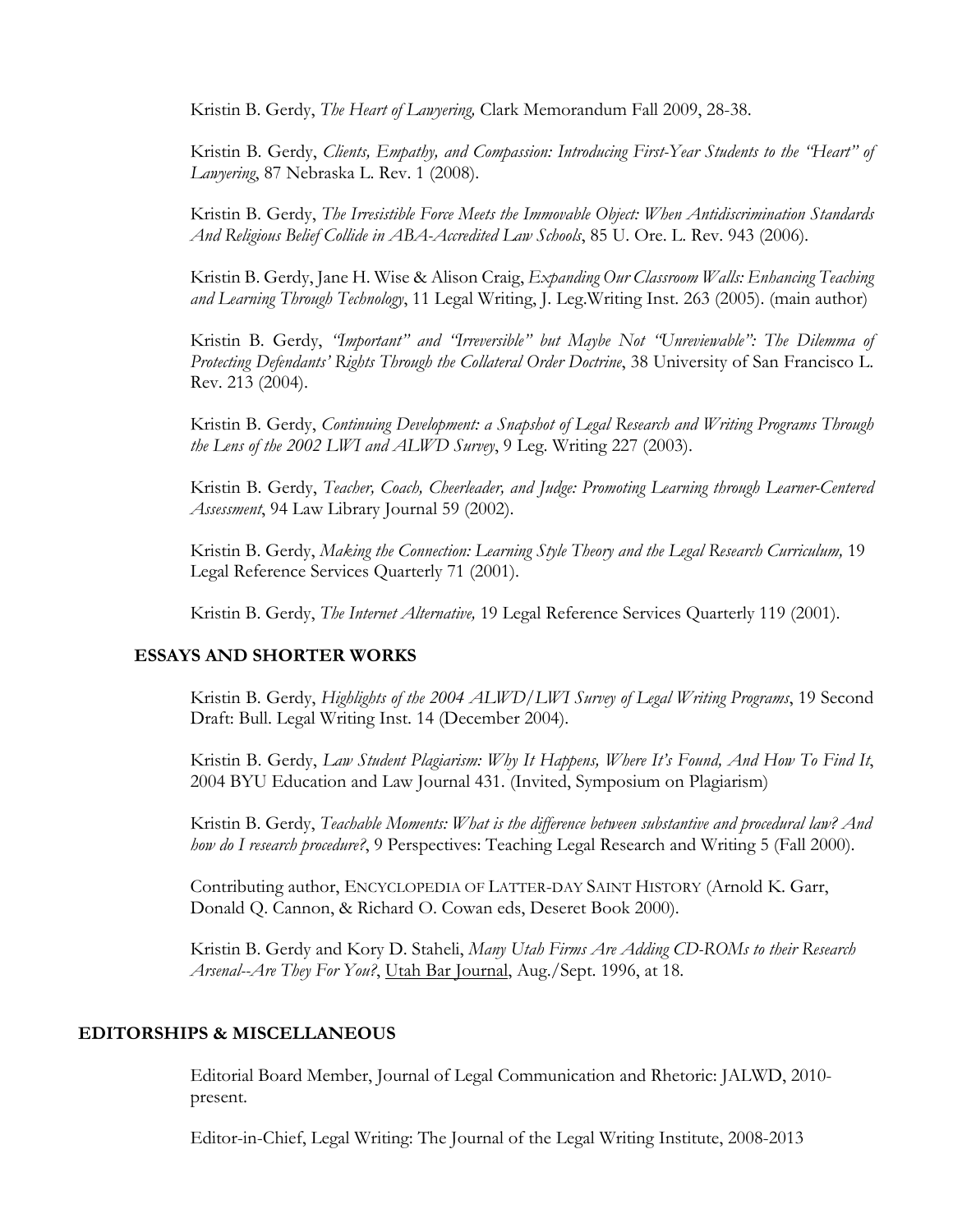Kristin B. Gerdy, *The Heart of Lawyering,* Clark Memorandum Fall 2009, 28-38.

Kristin B. Gerdy, *Clients, Empathy, and Compassion: Introducing First-Year Students to the "Heart" of Lawyering*, 87 Nebraska L. Rev. 1 (2008).

Kristin B. Gerdy, *The Irresistible Force Meets the Immovable Object: When Antidiscrimination Standards And Religious Belief Collide in ABA-Accredited Law Schools*, 85 U. Ore. L. Rev. 943 (2006).

Kristin B. Gerdy, Jane H. Wise & Alison Craig, *Expanding Our Classroom Walls: Enhancing Teaching and Learning Through Technology*, 11 Legal Writing, J. Leg.Writing Inst. 263 (2005). (main author)

Kristin B. Gerdy, *"Important" and "Irreversible" but Maybe Not "Unreviewable": The Dilemma of Protecting Defendants' Rights Through the Collateral Order Doctrine*, 38 University of San Francisco L. Rev. 213 (2004).

Kristin B. Gerdy, *Continuing Development: a Snapshot of Legal Research and Writing Programs Through the Lens of the 2002 LWI and ALWD Survey*, 9 Leg. Writing 227 (2003).

Kristin B. Gerdy, *Teacher, Coach, Cheerleader, and Judge: Promoting Learning through Learner-Centered Assessment*, 94 Law Library Journal 59 (2002).

Kristin B. Gerdy, *Making the Connection: Learning Style Theory and the Legal Research Curriculum,* 19 Legal Reference Services Quarterly 71 (2001).

Kristin B. Gerdy, *The Internet Alternative,* 19 Legal Reference Services Quarterly 119 (2001).

### ESSAYS AND SHORTER WORKS

Kristin B. Gerdy, *Highlights of the 2004 ALWD/LWI Survey of Legal Writing Programs*, 19 Second Draft: Bull. Legal Writing Inst. 14 (December 2004).

Kristin B. Gerdy, *Law Student Plagiarism: Why It Happens, Where It's Found, And How To Find It*, 2004 BYU Education and Law Journal 431. (Invited, Symposium on Plagiarism)

Kristin B. Gerdy, *Teachable Moments: What is the difference between substantive and procedural law? And how do I research procedure?*, 9 Perspectives: Teaching Legal Research and Writing 5 (Fall 2000).

Contributing author, ENCYCLOPEDIA OF LATTER-DAY SAINT HISTORY (Arnold K. Garr, Donald Q. Cannon, & Richard O. Cowan eds, Deseret Book 2000).

Kristin B. Gerdy and Kory D. Staheli, *Many Utah Firms Are Adding CD-ROMs to their Research Arsenal--Are They For You?*, Utah Bar Journal, Aug./Sept. 1996, at 18.

## EDITORSHIPS & MISCELLANEOUS

Editorial Board Member, Journal of Legal Communication and Rhetoric: JALWD, 2010-present.

Editor-in-Chief, Legal Writing: The Journal of the Legal Writing Institute, 2008-2013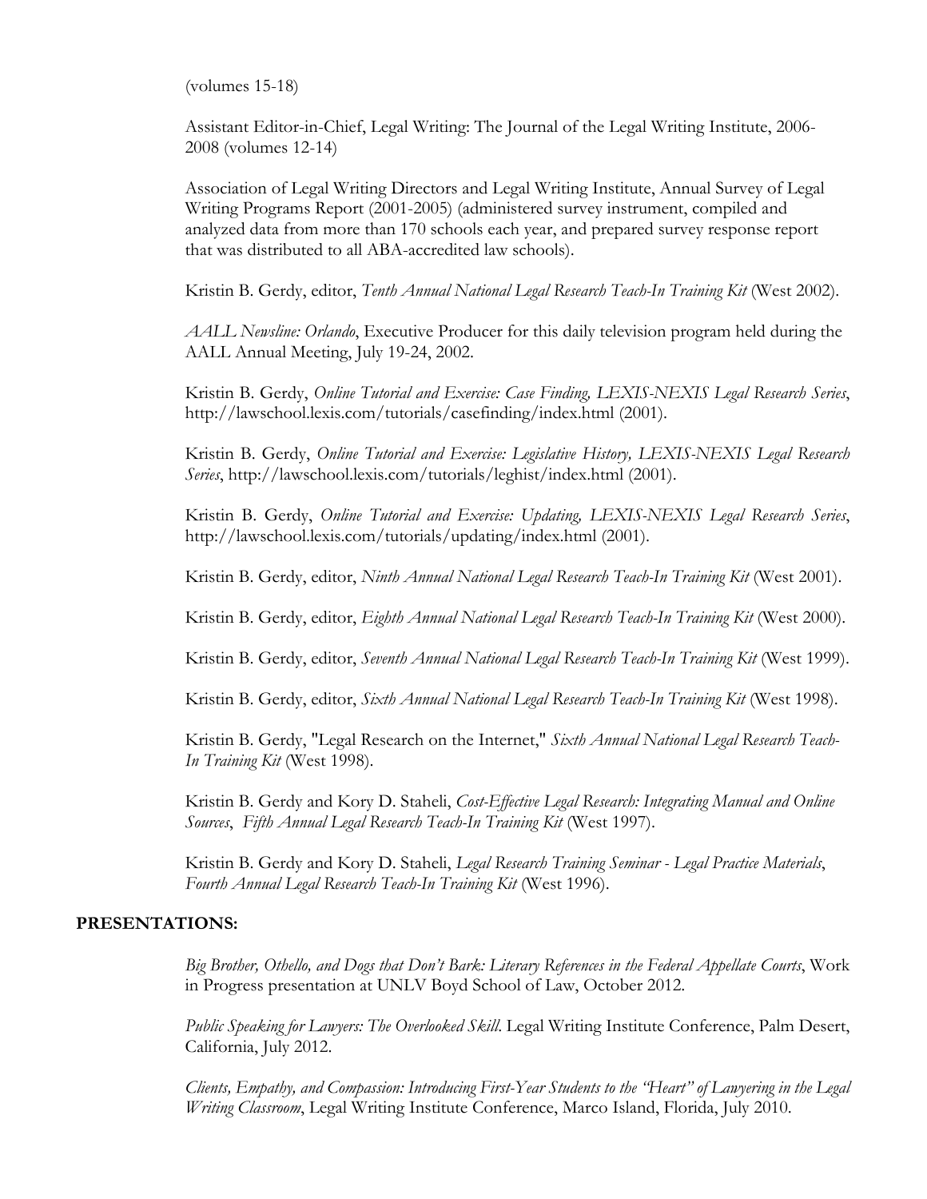(volumes 15-18)

Assistant Editor-in-Chief, Legal Writing: The Journal of the Legal Writing Institute, 2006-2008 (volumes 12-14)

Association of Legal Writing Directors and Legal Writing Institute, Annual Survey of Legal Writing Programs Report (2001-2005) (administered survey instrument, compiled and analyzed data from more than 170 schools each year, and prepared survey response report that was distributed to all ABA-accredited law schools).

Kristin B. Gerdy, editor, *Tenth Annual National Legal Research Teach-In Training Kit* (West 2002).

*AALL Newsline: Orlando*, Executive Producer for this daily television program held during the AALL Annual Meeting, July 19-24, 2002.

Kristin B. Gerdy, *Online Tutorial and Exercise: Case Finding, LEXIS-NEXIS Legal Research Series*, http://lawschool.lexis.com/tutorials/casefinding/index.html (2001).

Kristin B. Gerdy, *Online Tutorial and Exercise: Legislative History, LEXIS-NEXIS Legal Research Series*, http://lawschool.lexis.com/tutorials/leghist/index.html (2001).

Kristin B. Gerdy, *Online Tutorial and Exercise: Updating, LEXIS-NEXIS Legal Research Series*, http://lawschool.lexis.com/tutorials/updating/index.html (2001).

Kristin B. Gerdy, editor, *Ninth Annual National Legal Research Teach-In Training Kit* (West 2001).

Kristin B. Gerdy, editor, *Eighth Annual National Legal Research Teach-In Training Kit* (West 2000).

Kristin B. Gerdy, editor, *Seventh Annual National Legal Research Teach-In Training Kit* (West 1999).

Kristin B. Gerdy, editor, *Sixth Annual National Legal Research Teach-In Training Kit* (West 1998).

Kristin B. Gerdy, "Legal Research on the Internet," *Sixth Annual National Legal Research Teach-In Training Kit* (West 1998).

Kristin B. Gerdy and Kory D. Staheli, *Cost-Effective Legal Research: Integrating Manual and Online Sources*, *Fifth Annual Legal Research Teach-In Training Kit* (West 1997).

Kristin B. Gerdy and Kory D. Staheli, *Legal Research Training Seminar - Legal Practice Materials*, *Fourth Annual Legal Research Teach-In Training Kit* (West 1996).

## PRESENTATIONS:

*Big Brother, Othello, and Dogs that Don't Bark: Literary References in the Federal Appellate Courts*, Work in Progress presentation at UNLV Boyd School of Law, October 2012.

*Public Speaking for Lawyers: The Overlooked Skill*. Legal Writing Institute Conference, Palm Desert, California, July 2012.

*Clients, Empathy, and Compassion: Introducing First-Year Students to the "Heart" of Lawyering in the Legal Writing Classroom*, Legal Writing Institute Conference, Marco Island, Florida, July 2010.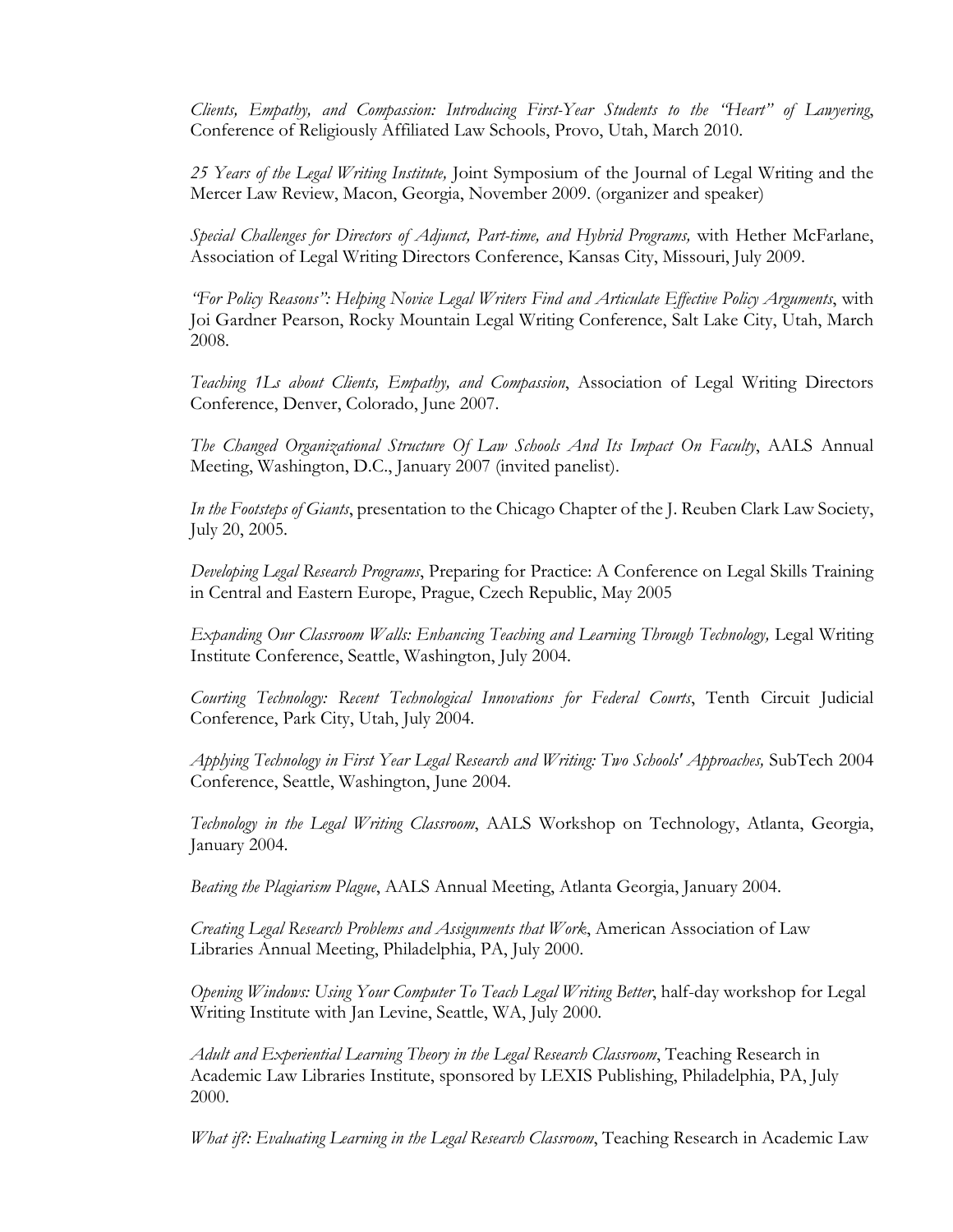*Clients, Empathy, and Compassion: Introducing First-Year Students to the "Heart" of Lawyering*, Conference of Religiously Affiliated Law Schools, Provo, Utah, March 2010.

*25 Years of the Legal Writing Institute,* Joint Symposium of the Journal of Legal Writing and the Mercer Law Review, Macon, Georgia, November 2009. (organizer and speaker)

*Special Challenges for Directors of Adjunct, Part-time, and Hybrid Programs,* with Hether McFarlane, Association of Legal Writing Directors Conference, Kansas City, Missouri, July 2009.

*"For Policy Reasons": Helping Novice Legal Writers Find and Articulate Effective Policy Arguments*, with Joi Gardner Pearson, Rocky Mountain Legal Writing Conference, Salt Lake City, Utah, March 2008.

*Teaching 1Ls about Clients, Empathy, and Compassion*, Association of Legal Writing Directors Conference, Denver, Colorado, June 2007.

*The Changed Organizational Structure Of Law Schools And Its Impact On Faculty*, AALS Annual Meeting, Washington, D.C., January 2007 (invited panelist).

*In the Footsteps of Giants*, presentation to the Chicago Chapter of the J. Reuben Clark Law Society, July 20, 2005.

*Developing Legal Research Programs*, Preparing for Practice: A Conference on Legal Skills Training in Central and Eastern Europe, Prague, Czech Republic, May 2005

*Expanding Our Classroom Walls: Enhancing Teaching and Learning Through Technology,* Legal Writing Institute Conference, Seattle, Washington, July 2004.

*Courting Technology: Recent Technological Innovations for Federal Courts*, Tenth Circuit Judicial Conference, Park City, Utah, July 2004.

*Applying Technology in First Year Legal Research and Writing: Two Schools' Approaches,* SubTech 2004 Conference, Seattle, Washington, June 2004.

*Technology in the Legal Writing Classroom*, AALS Workshop on Technology, Atlanta, Georgia, January 2004.

*Beating the Plagiarism Plague*, AALS Annual Meeting, Atlanta Georgia, January 2004.

*Creating Legal Research Problems and Assignments that Work*, American Association of Law Libraries Annual Meeting, Philadelphia, PA, July 2000.

*Opening Windows: Using Your Computer To Teach Legal Writing Better*, half-day workshop for Legal Writing Institute with Jan Levine, Seattle, WA, July 2000.

*Adult and Experiential Learning Theory in the Legal Research Classroom*, Teaching Research in Academic Law Libraries Institute, sponsored by LEXIS Publishing, Philadelphia, PA, July 2000.

*What if?: Evaluating Learning in the Legal Research Classroom*, Teaching Research in Academic Law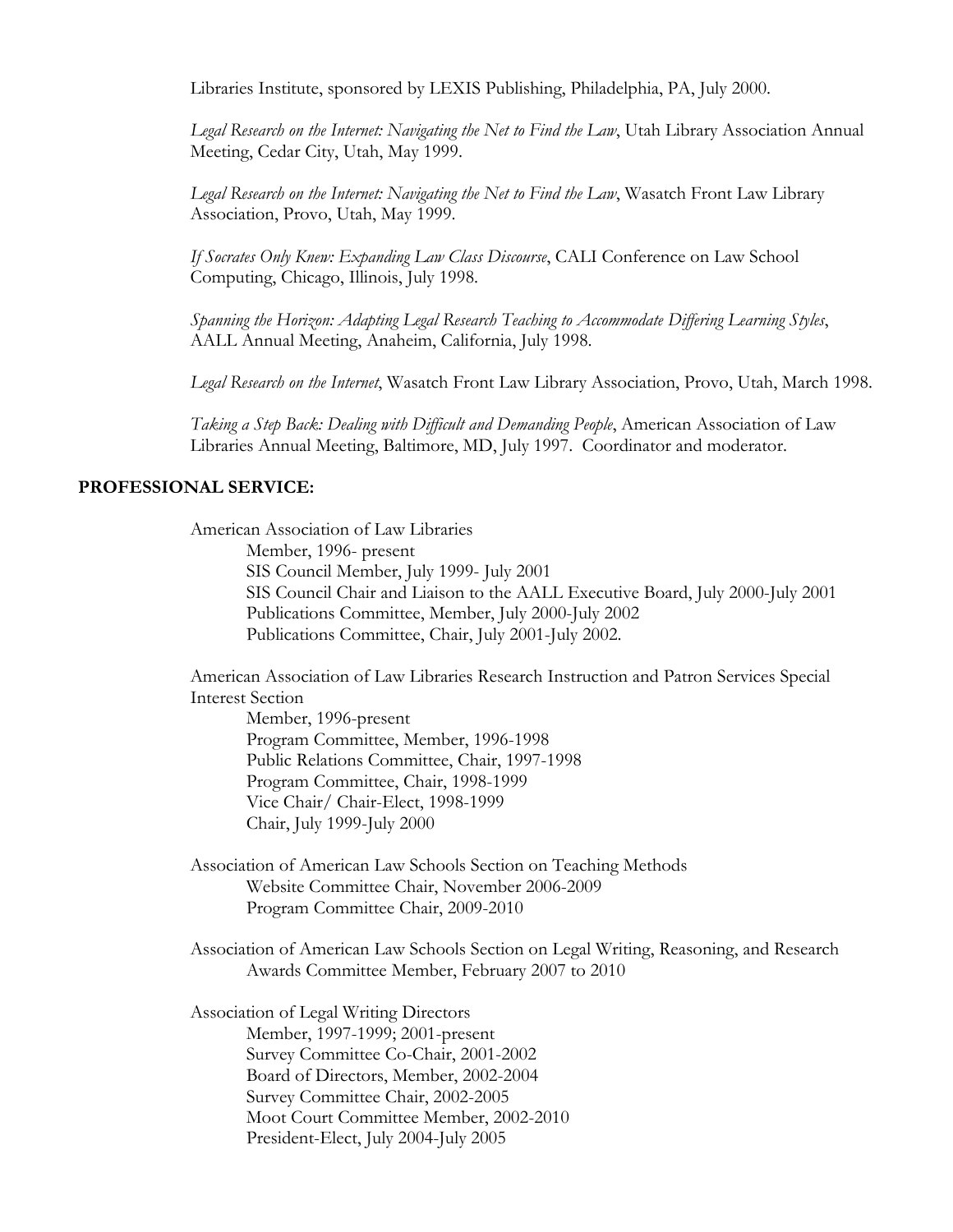Libraries Institute, sponsored by LEXIS Publishing, Philadelphia, PA, July 2000.

*Legal Research on the Internet: Navigating the Net to Find the Law*, Utah Library Association Annual Meeting, Cedar City, Utah, May 1999.

*Legal Research on the Internet: Navigating the Net to Find the Law*, Wasatch Front Law Library Association, Provo, Utah, May 1999.

*If Socrates Only Knew: Expanding Law Class Discourse*, CALI Conference on Law School Computing, Chicago, Illinois, July 1998.

*Spanning the Horizon: Adapting Legal Research Teaching to Accommodate Differing Learning Styles*, AALL Annual Meeting, Anaheim, California, July 1998.

*Legal Research on the Internet*, Wasatch Front Law Library Association, Provo, Utah, March 1998.

*Taking a Step Back: Dealing with Difficult and Demanding People*, American Association of Law Libraries Annual Meeting, Baltimore, MD, July 1997. Coordinator and moderator.

## PROFESSIONAL SERVICE:

American Association of Law Libraries
- Member, 1996- present
- SIS Council Member, July 1999- July 2001
- SIS Council Chair and Liaison to the AALL Executive Board, July 2000-July 2001
- Publications Committee, Member, July 2000-July 2002
- Publications Committee, Chair, July 2001-July 2002.

American Association of Law Libraries Research Instruction and Patron Services Special Interest Section
- Member, 1996-present
- Program Committee, Member, 1996-1998
- Public Relations Committee, Chair, 1997-1998
- Program Committee, Chair, 1998-1999
- Vice Chair/ Chair-Elect, 1998-1999
- Chair, July 1999-July 2000

Association of American Law Schools Section on Teaching Methods
- Website Committee Chair, November 2006-2009
- Program Committee Chair, 2009-2010

Association of American Law Schools Section on Legal Writing, Reasoning, and Research
- Awards Committee Member, February 2007 to 2010

Association of Legal Writing Directors
- Member, 1997-1999; 2001-present
- Survey Committee Co-Chair, 2001-2002
- Board of Directors, Member, 2002-2004
- Survey Committee Chair, 2002-2005
- Moot Court Committee Member, 2002-2010
- President-Elect, July 2004-July 2005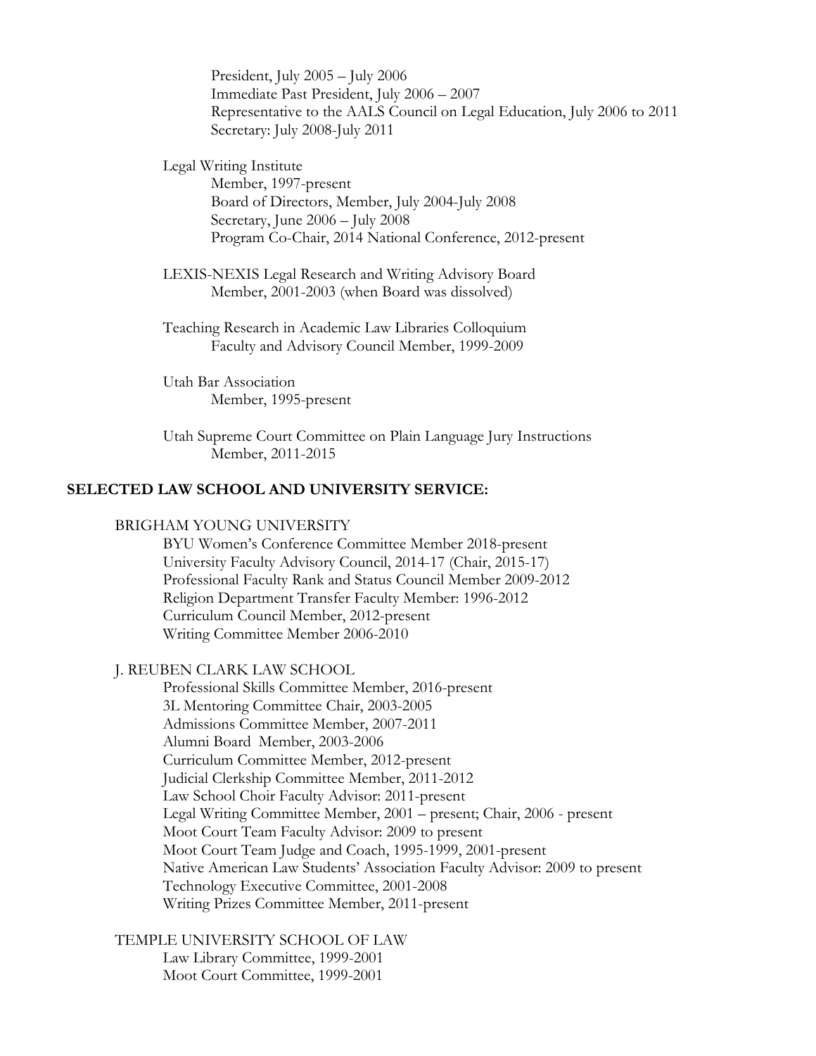President, July 2005 – July 2006
Immediate Past President, July 2006 – 2007
Representative to the AALS Council on Legal Education, July 2006 to 2011
Secretary: July 2008-July 2011

Legal Writing Institute
- Member, 1997-present
- Board of Directors, Member, July 2004-July 2008
- Secretary, June 2006 – July 2008
- Program Co-Chair, 2014 National Conference, 2012-present

LEXIS-NEXIS Legal Research and Writing Advisory Board
- Member, 2001-2003 (when Board was dissolved)

Teaching Research in Academic Law Libraries Colloquium
- Faculty and Advisory Council Member, 1999-2009

Utah Bar Association
- Member, 1995-present

Utah Supreme Court Committee on Plain Language Jury Instructions
- Member, 2011-2015

## SELECTED LAW SCHOOL AND UNIVERSITY SERVICE:

BRIGHAM YOUNG UNIVERSITY
- BYU Women's Conference Committee Member 2018-present
- University Faculty Advisory Council, 2014-17 (Chair, 2015-17)
- Professional Faculty Rank and Status Council Member 2009-2012
- Religion Department Transfer Faculty Member: 1996-2012
- Curriculum Council Member, 2012-present
- Writing Committee Member 2006-2010

J. REUBEN CLARK LAW SCHOOL
- Professional Skills Committee Member, 2016-present
- 3L Mentoring Committee Chair, 2003-2005
- Admissions Committee Member, 2007-2011
- Alumni Board Member, 2003-2006
- Curriculum Committee Member, 2012-present
- Judicial Clerkship Committee Member, 2011-2012
- Law School Choir Faculty Advisor: 2011-present
- Legal Writing Committee Member, 2001 – present; Chair, 2006 - present
- Moot Court Team Faculty Advisor: 2009 to present
- Moot Court Team Judge and Coach, 1995-1999, 2001-present
- Native American Law Students' Association Faculty Advisor: 2009 to present
- Technology Executive Committee, 2001-2008
- Writing Prizes Committee Member, 2011-present

TEMPLE UNIVERSITY SCHOOL OF LAW
- Law Library Committee, 1999-2001
- Moot Court Committee, 1999-2001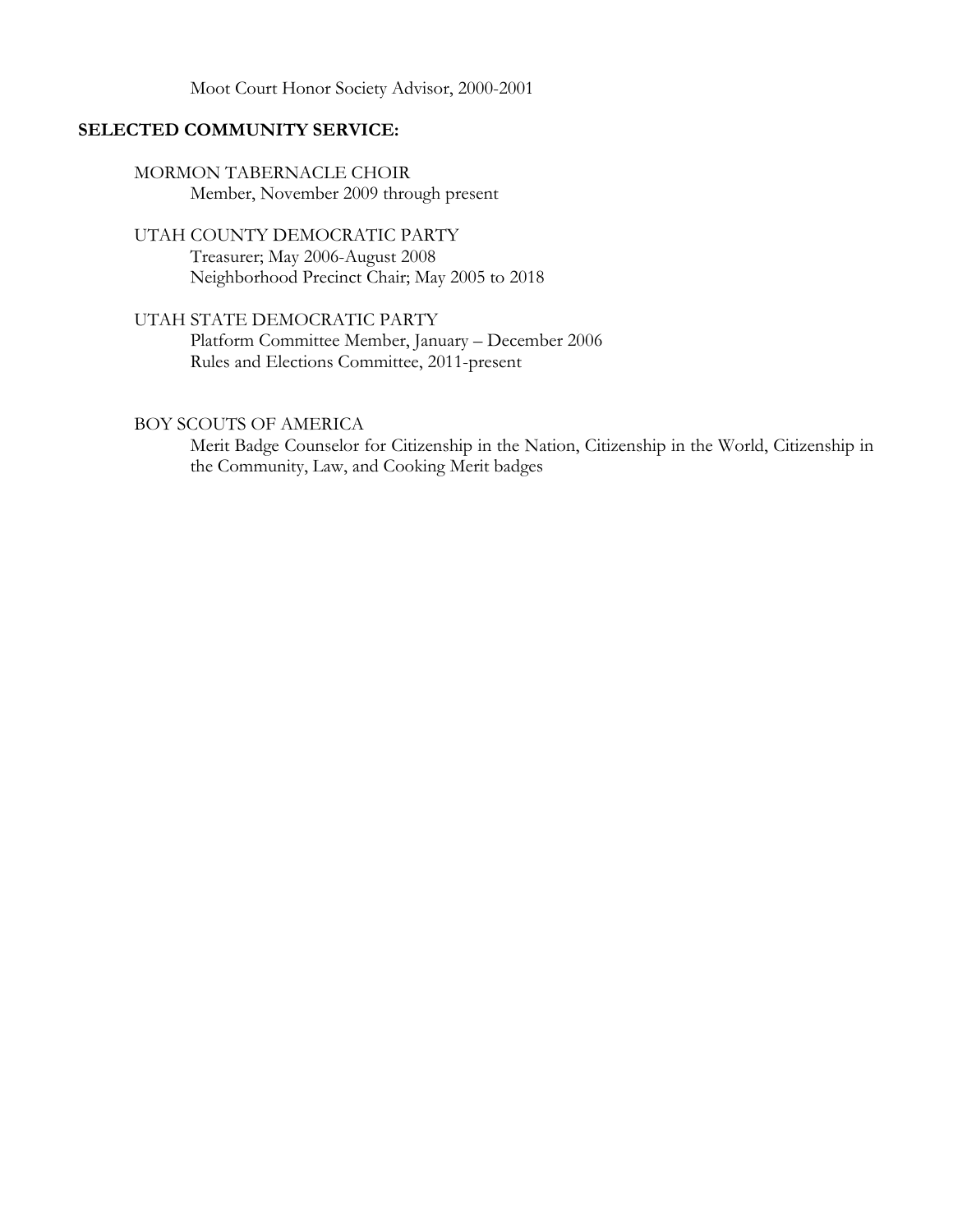Moot Court Honor Society Advisor, 2000-2001

**SELECTED COMMUNITY SERVICE:**

MORMON TABERNACLE CHOIR
Member, November 2009 through present

UTAH COUNTY DEMOCRATIC PARTY
Treasurer; May 2006-August 2008
Neighborhood Precinct Chair; May 2005 to 2018

UTAH STATE DEMOCRATIC PARTY
Platform Committee Member, January – December 2006
Rules and Elections Committee, 2011-present

BOY SCOUTS OF AMERICA
Merit Badge Counselor for Citizenship in the Nation, Citizenship in the World, Citizenship in the Community, Law, and Cooking Merit badges